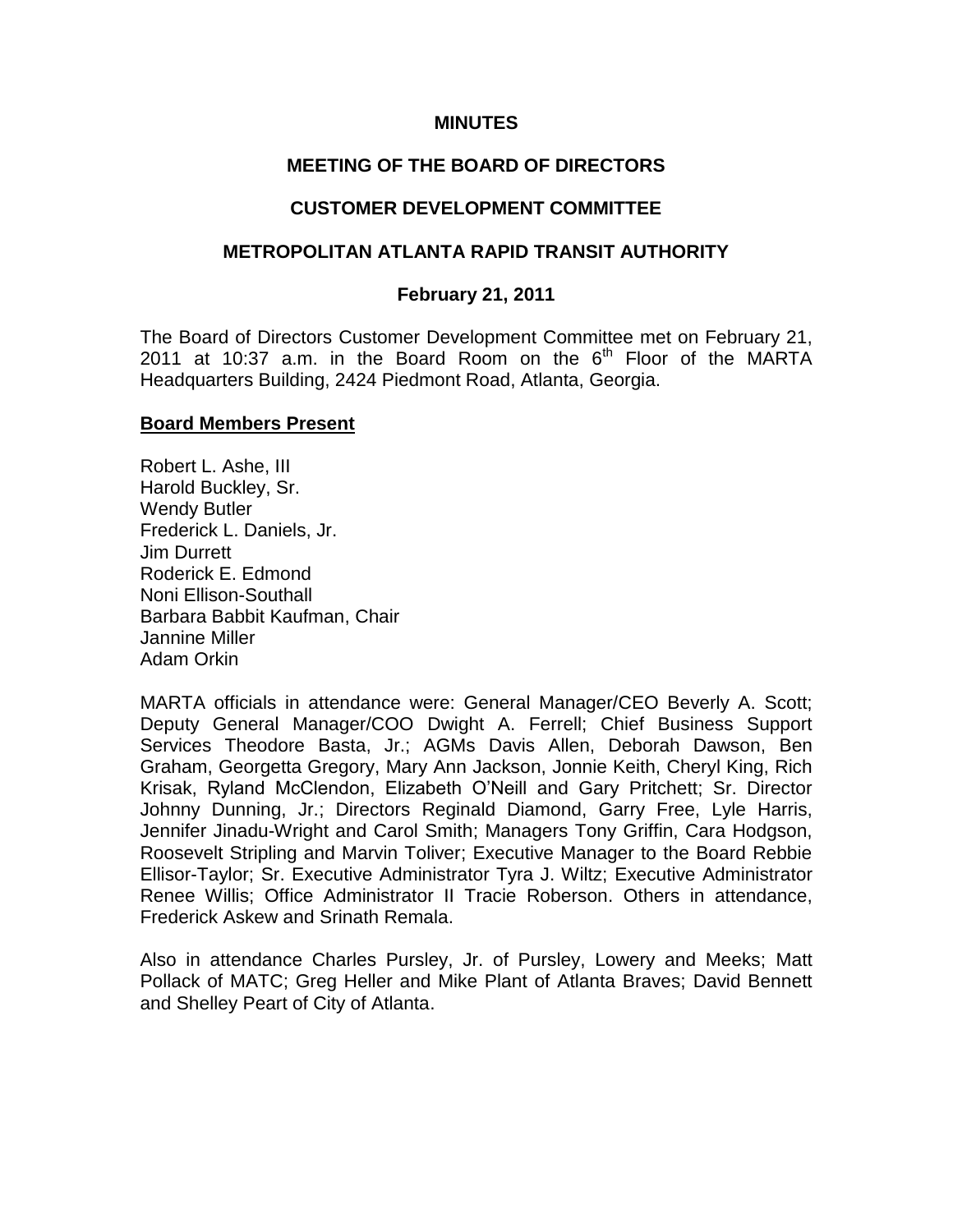**MINUTES**

**MEETING OF THE BOARD OF DIRECTORS**

**CUSTOMER DEVELOPMENT COMMITTEE**

**METROPOLITAN ATLANTA RAPID TRANSIT AUTHORITY**

**February 21, 2011**

The Board of Directors Customer Development Committee met on February 21, 2011 at 10:37 a.m. in the Board Room on the 6th Floor of the MARTA Headquarters Building, 2424 Piedmont Road, Atlanta, Georgia.

**Board Members Present**

Robert L. Ashe, III
Harold Buckley, Sr.
Wendy Butler
Frederick L. Daniels, Jr.
Jim Durrett
Roderick E. Edmond
Noni Ellison-Southall
Barbara Babbit Kaufman, Chair
Jannine Miller
Adam Orkin

MARTA officials in attendance were: General Manager/CEO Beverly A. Scott; Deputy General Manager/COO Dwight A. Ferrell; Chief Business Support Services Theodore Basta, Jr.; AGMs Davis Allen, Deborah Dawson, Ben Graham, Georgetta Gregory, Mary Ann Jackson, Jonnie Keith, Cheryl King, Rich Krisak, Ryland McClendon, Elizabeth O'Neill and Gary Pritchett; Sr. Director Johnny Dunning, Jr.; Directors Reginald Diamond, Garry Free, Lyle Harris, Jennifer Jinadu-Wright and Carol Smith; Managers Tony Griffin, Cara Hodgson, Roosevelt Stripling and Marvin Toliver; Executive Manager to the Board Rebbie Ellisor-Taylor; Sr. Executive Administrator Tyra J. Wiltz; Executive Administrator Renee Willis; Office Administrator II Tracie Roberson. Others in attendance, Frederick Askew and Srinath Remala.

Also in attendance Charles Pursley, Jr. of Pursley, Lowery and Meeks; Matt Pollack of MATC; Greg Heller and Mike Plant of Atlanta Braves; David Bennett and Shelley Peart of City of Atlanta.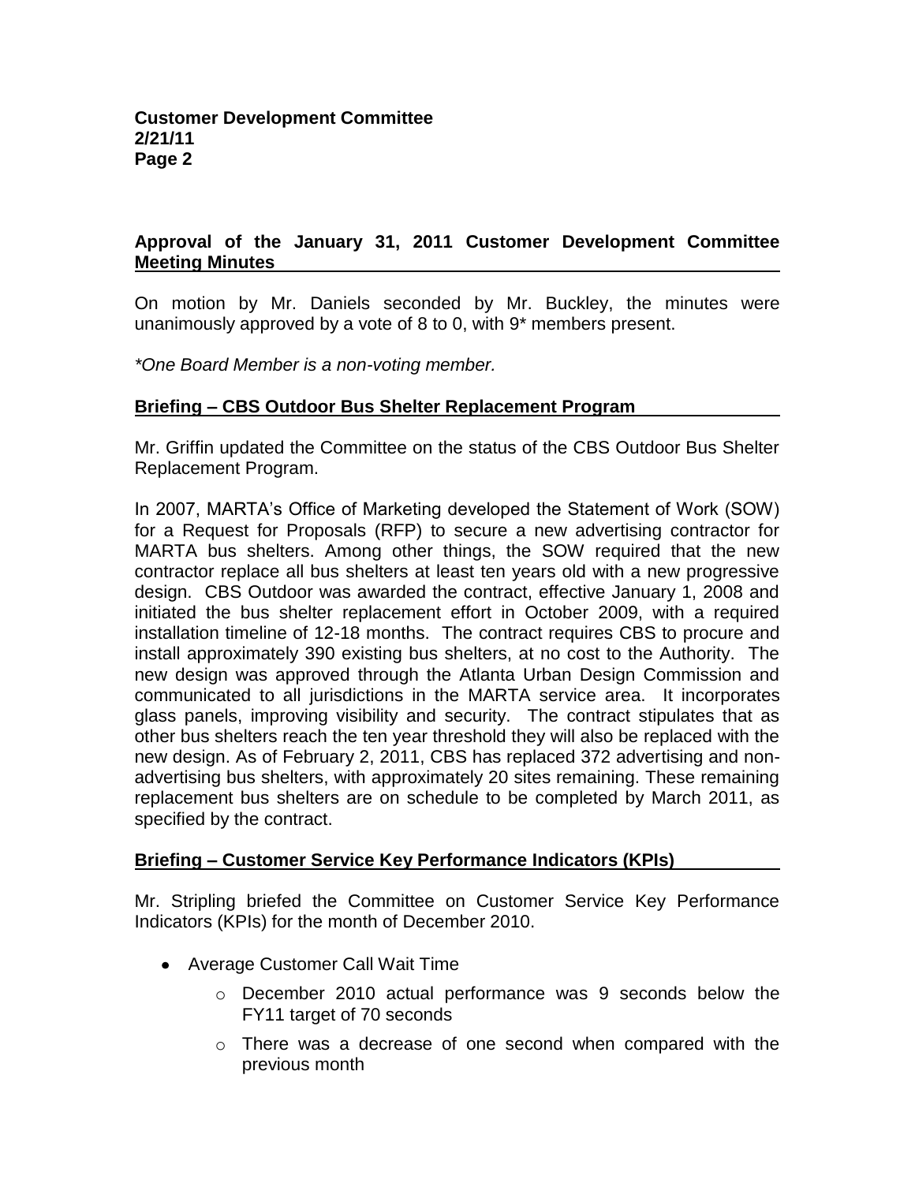## Approval of the January 31, 2011 Customer Development Committee Meeting Minutes

On motion by Mr. Daniels seconded by Mr. Buckley, the minutes were unanimously approved by a vote of 8 to 0, with 9* members present.

*\*One Board Member is a non-voting member.*

## Briefing – CBS Outdoor Bus Shelter Replacement Program

Mr. Griffin updated the Committee on the status of the CBS Outdoor Bus Shelter Replacement Program.

In 2007, MARTA's Office of Marketing developed the Statement of Work (SOW) for a Request for Proposals (RFP) to secure a new advertising contractor for MARTA bus shelters. Among other things, the SOW required that the new contractor replace all bus shelters at least ten years old with a new progressive design. CBS Outdoor was awarded the contract, effective January 1, 2008 and initiated the bus shelter replacement effort in October 2009, with a required installation timeline of 12-18 months. The contract requires CBS to procure and install approximately 390 existing bus shelters, at no cost to the Authority. The new design was approved through the Atlanta Urban Design Commission and communicated to all jurisdictions in the MARTA service area. It incorporates glass panels, improving visibility and security. The contract stipulates that as other bus shelters reach the ten year threshold they will also be replaced with the new design. As of February 2, 2011, CBS has replaced 372 advertising and non-advertising bus shelters, with approximately 20 sites remaining. These remaining replacement bus shelters are on schedule to be completed by March 2011, as specified by the contract.

## Briefing – Customer Service Key Performance Indicators (KPIs)

Mr. Stripling briefed the Committee on Customer Service Key Performance Indicators (KPIs) for the month of December 2010.

- Average Customer Call Wait Time
    - December 2010 actual performance was 9 seconds below the FY11 target of 70 seconds
    - There was a decrease of one second when compared with the previous month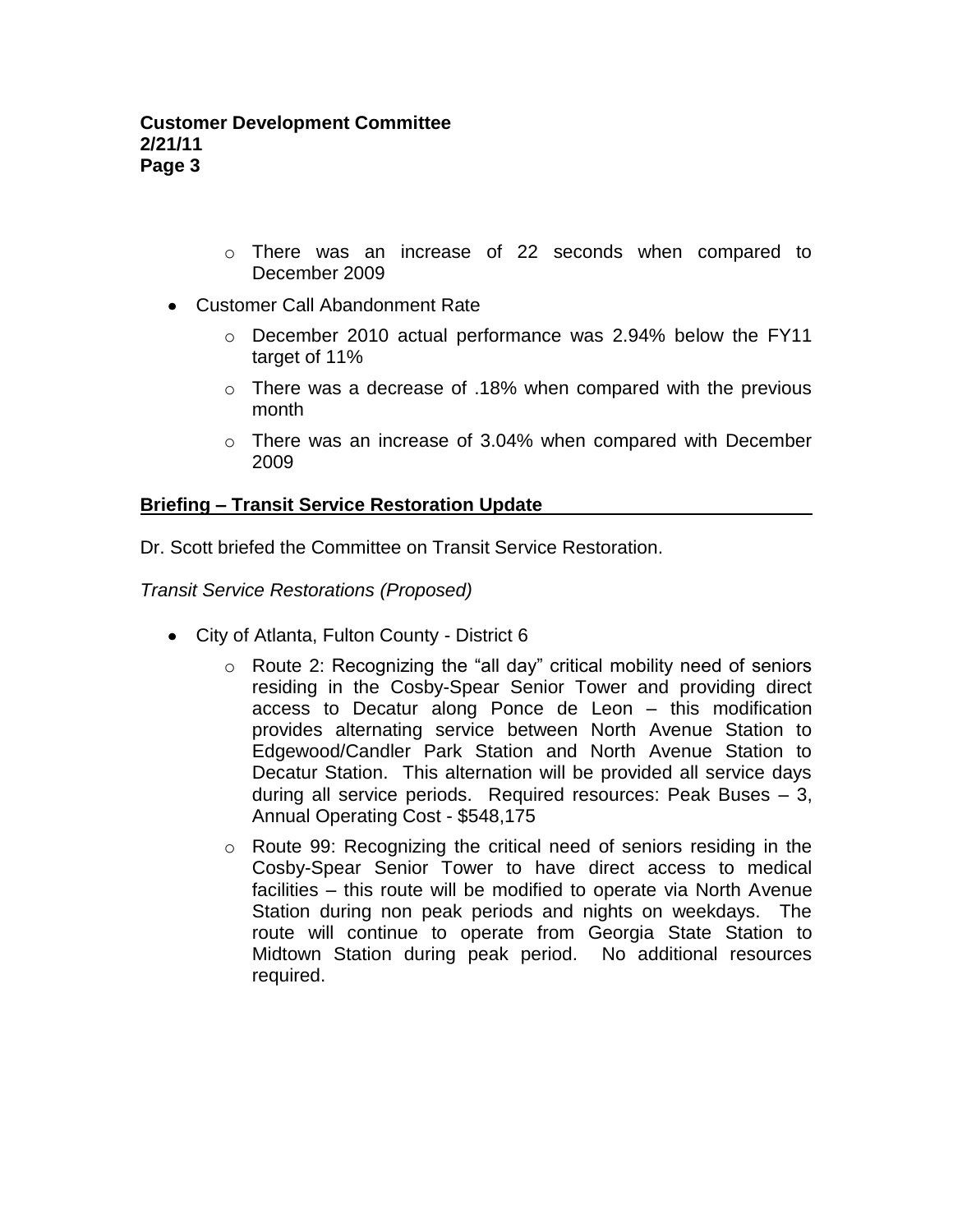- There was an increase of 22 seconds when compared to December 2009

- Customer Call Abandonment Rate
  - December 2010 actual performance was 2.94% below the FY11 target of 11%
  - There was a decrease of .18% when compared with the previous month
  - There was an increase of 3.04% when compared with December 2009

## Briefing – Transit Service Restoration Update

Dr. Scott briefed the Committee on Transit Service Restoration.

*Transit Service Restorations (Proposed)*

- City of Atlanta, Fulton County - District 6
  - Route 2: Recognizing the "all day" critical mobility need of seniors residing in the Cosby-Spear Senior Tower and providing direct access to Decatur along Ponce de Leon – this modification provides alternating service between North Avenue Station to Edgewood/Candler Park Station and North Avenue Station to Decatur Station. This alternation will be provided all service days during all service periods. Required resources: Peak Buses – 3, Annual Operating Cost - $548,175
  - Route 99: Recognizing the critical need of seniors residing in the Cosby-Spear Senior Tower to have direct access to medical facilities – this route will be modified to operate via North Avenue Station during non peak periods and nights on weekdays. The route will continue to operate from Georgia State Station to Midtown Station during peak period. No additional resources required.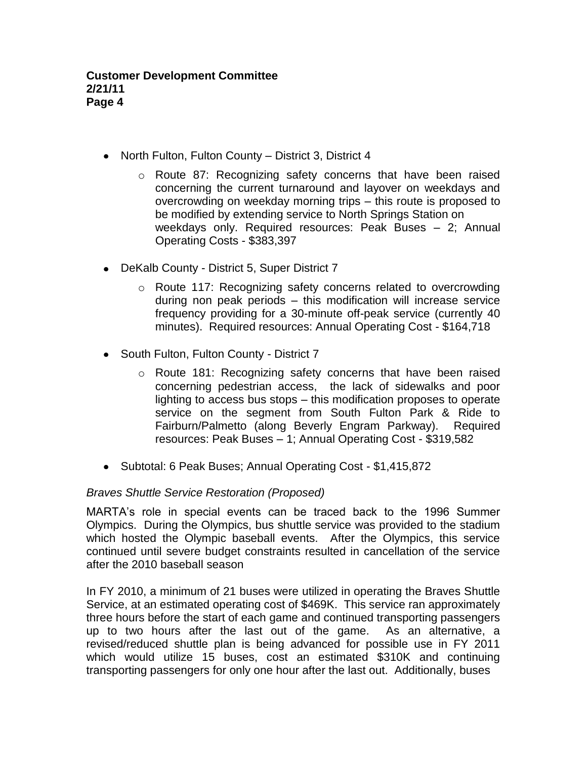- North Fulton, Fulton County – District 3, District 4
    - Route 87: Recognizing safety concerns that have been raised concerning the current turnaround and layover on weekdays and overcrowding on weekday morning trips – this route is proposed to be modified by extending service to North Springs Station on weekdays only. Required resources: Peak Buses – 2; Annual Operating Costs - $383,397
- DeKalb County - District 5, Super District 7
    - Route 117: Recognizing safety concerns related to overcrowding during non peak periods – this modification will increase service frequency providing for a 30-minute off-peak service (currently 40 minutes). Required resources: Annual Operating Cost - $164,718
- South Fulton, Fulton County - District 7
    - Route 181: Recognizing safety concerns that have been raised concerning pedestrian access, the lack of sidewalks and poor lighting to access bus stops – this modification proposes to operate service on the segment from South Fulton Park & Ride to Fairburn/Palmetto (along Beverly Engram Parkway). Required resources: Peak Buses – 1; Annual Operating Cost - $319,582
- Subtotal: 6 Peak Buses; Annual Operating Cost - $1,415,872

*Braves Shuttle Service Restoration (Proposed)*

MARTA's role in special events can be traced back to the 1996 Summer Olympics. During the Olympics, bus shuttle service was provided to the stadium which hosted the Olympic baseball events. After the Olympics, this service continued until severe budget constraints resulted in cancellation of the service after the 2010 baseball season

In FY 2010, a minimum of 21 buses were utilized in operating the Braves Shuttle Service, at an estimated operating cost of $469K. This service ran approximately three hours before the start of each game and continued transporting passengers up to two hours after the last out of the game. As an alternative, a revised/reduced shuttle plan is being advanced for possible use in FY 2011 which would utilize 15 buses, cost an estimated $310K and continuing transporting passengers for only one hour after the last out. Additionally, buses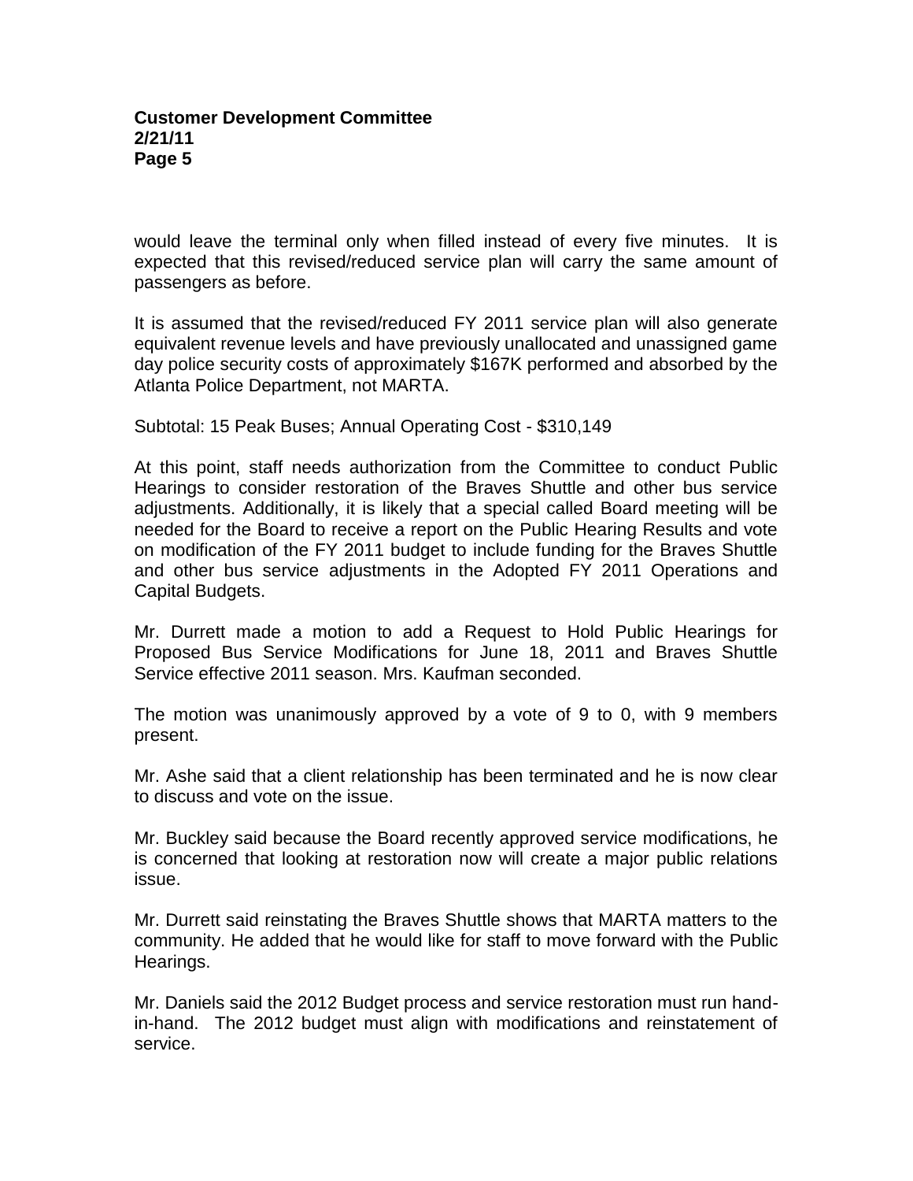would leave the terminal only when filled instead of every five minutes. It is expected that this revised/reduced service plan will carry the same amount of passengers as before.

It is assumed that the revised/reduced FY 2011 service plan will also generate equivalent revenue levels and have previously unallocated and unassigned game day police security costs of approximately $167K performed and absorbed by the Atlanta Police Department, not MARTA.

Subtotal: 15 Peak Buses; Annual Operating Cost - $310,149

At this point, staff needs authorization from the Committee to conduct Public Hearings to consider restoration of the Braves Shuttle and other bus service adjustments. Additionally, it is likely that a special called Board meeting will be needed for the Board to receive a report on the Public Hearing Results and vote on modification of the FY 2011 budget to include funding for the Braves Shuttle and other bus service adjustments in the Adopted FY 2011 Operations and Capital Budgets.

Mr. Durrett made a motion to add a Request to Hold Public Hearings for Proposed Bus Service Modifications for June 18, 2011 and Braves Shuttle Service effective 2011 season. Mrs. Kaufman seconded.

The motion was unanimously approved by a vote of 9 to 0, with 9 members present.

Mr. Ashe said that a client relationship has been terminated and he is now clear to discuss and vote on the issue.

Mr. Buckley said because the Board recently approved service modifications, he is concerned that looking at restoration now will create a major public relations issue.

Mr. Durrett said reinstating the Braves Shuttle shows that MARTA matters to the community. He added that he would like for staff to move forward with the Public Hearings.

Mr. Daniels said the 2012 Budget process and service restoration must run hand-in-hand. The 2012 budget must align with modifications and reinstatement of service.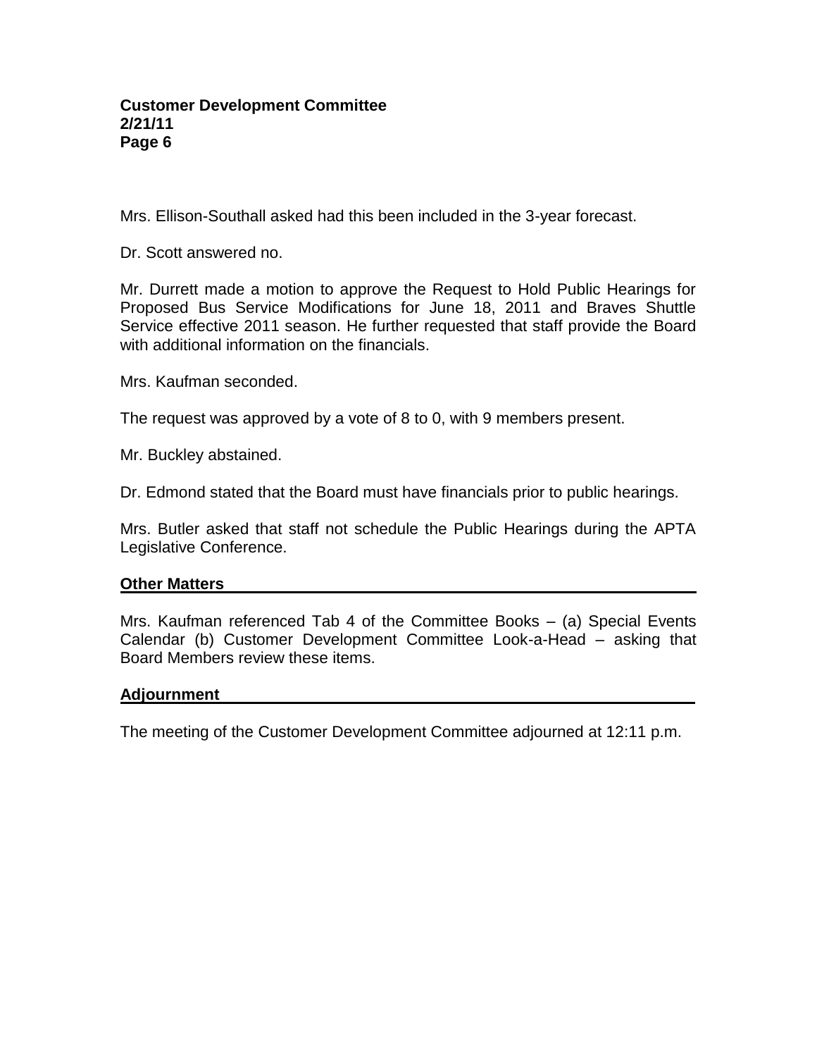Mrs. Ellison-Southall asked had this been included in the 3-year forecast.

Dr. Scott answered no.

Mr. Durrett made a motion to approve the Request to Hold Public Hearings for Proposed Bus Service Modifications for June 18, 2011 and Braves Shuttle Service effective 2011 season. He further requested that staff provide the Board with additional information on the financials.

Mrs. Kaufman seconded.

The request was approved by a vote of 8 to 0, with 9 members present.

Mr. Buckley abstained.

Dr. Edmond stated that the Board must have financials prior to public hearings.

Mrs. Butler asked that staff not schedule the Public Hearings during the APTA Legislative Conference.

## Other Matters

Mrs. Kaufman referenced Tab 4 of the Committee Books – (a) Special Events Calendar (b) Customer Development Committee Look-a-Head – asking that Board Members review these items.

## Adjournment

The meeting of the Customer Development Committee adjourned at 12:11 p.m.